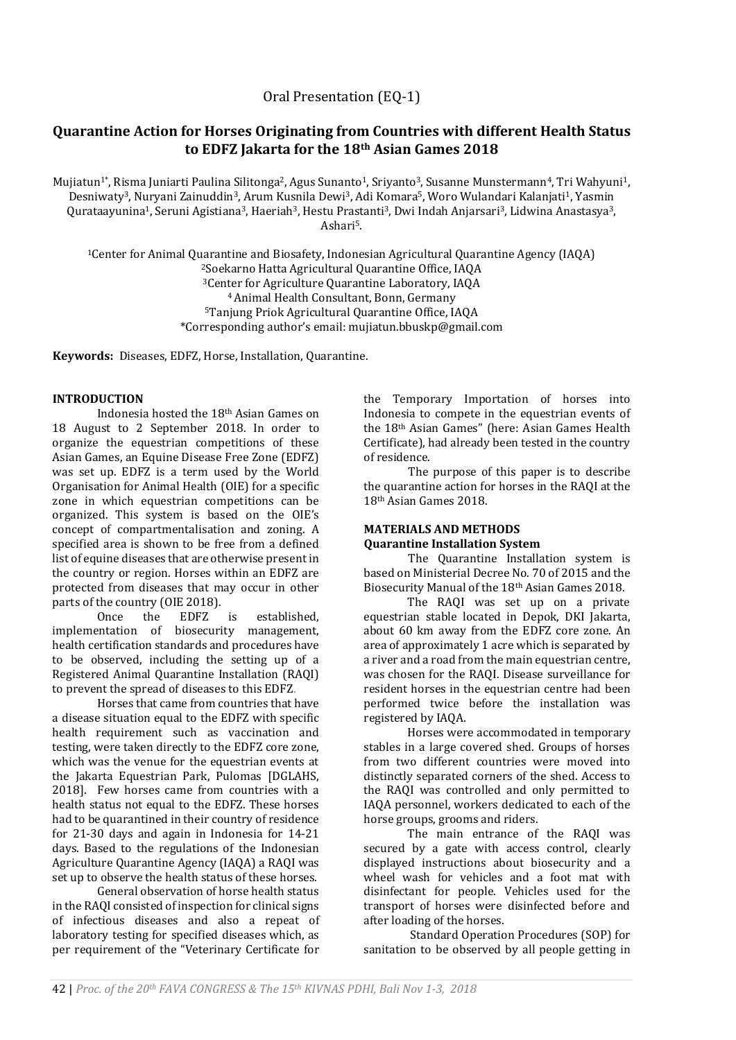Oral Presentation (EQ-1)

# Quarantine Action for Horses Originating from Countries with different Health Status to EDFZ Jakarta for the 18th Asian Games 2018

Mujiatun[1*], Risma Juniarti Paulina Silitonga[2], Agus Sunanto[1], Sriyanto[3], Susanne Munstermann[4], Tri Wahyuni[1], Desniwaty[3], Nuryani Zainuddin[3], Arum Kusnila Dewi[3], Adi Komara[5], Woro Wulandari Kalanjati[1], Yasmin Qurataayunina[1], Seruni Agistiana[3], Haeriah[3], Hestu Prastanti[3], Dwi Indah Anjarsari[3], Lidwina Anastasya[3], Ashari[5].

[1]Center for Animal Quarantine and Biosafety, Indonesian Agricultural Quarantine Agency (IAQA)
[2]Soekarno Hatta Agricultural Quarantine Office, IAQA
[3]Center for Agriculture Quarantine Laboratory, IAQA
[4] Animal Health Consultant, Bonn, Germany
[5]Tanjung Priok Agricultural Quarantine Office, IAQA
*Corresponding author's email: mujiatun.bbuskp@gmail.com

**Keywords:** Diseases, EDFZ, Horse, Installation, Quarantine.

## INTRODUCTION

Indonesia hosted the 18th Asian Games on 18 August to 2 September 2018. In order to organize the equestrian competitions of these Asian Games, an Equine Disease Free Zone (EDFZ) was set up. EDFZ is a term used by the World Organisation for Animal Health (OIE) for a specific zone in which equestrian competitions can be organized. This system is based on the OIE's concept of compartmentalisation and zoning. A specified area is shown to be free from a defined list of equine diseases that are otherwise present in the country or region. Horses within an EDFZ are protected from diseases that may occur in other parts of the country (OIE 2018).

Once the EDFZ is established, implementation of biosecurity management, health certification standards and procedures have to be observed, including the setting up of a Registered Animal Quarantine Installation (RAQI) to prevent the spread of diseases to this EDFZ.

Horses that came from countries that have a disease situation equal to the EDFZ with specific health requirement such as vaccination and testing, were taken directly to the EDFZ core zone, which was the venue for the equestrian events at the Jakarta Equestrian Park, Pulomas [DGLAHS, 2018]. Few horses came from countries with a health status not equal to the EDFZ. These horses had to be quarantined in their country of residence for 21-30 days and again in Indonesia for 14-21 days. Based to the regulations of the Indonesian Agriculture Quarantine Agency (IAQA) a RAQI was set up to observe the health status of these horses.

General observation of horse health status in the RAQI consisted of inspection for clinical signs of infectious diseases and also a repeat of laboratory testing for specified diseases which, as per requirement of the "Veterinary Certificate for the Temporary Importation of horses into Indonesia to compete in the equestrian events of the 18th Asian Games" (here: Asian Games Health Certificate), had already been tested in the country of residence.

The purpose of this paper is to describe the quarantine action for horses in the RAQI at the 18th Asian Games 2018.

## MATERIALS AND METHODS

### Quarantine Installation System

The Quarantine Installation system is based on Ministerial Decree No. 70 of 2015 and the Biosecurity Manual of the 18th Asian Games 2018.

The RAQI was set up on a private equestrian stable located in Depok, DKI Jakarta, about 60 km away from the EDFZ core zone. An area of approximately 1 acre which is separated by a river and a road from the main equestrian centre, was chosen for the RAQI. Disease surveillance for resident horses in the equestrian centre had been performed twice before the installation was registered by IAQA.

Horses were accommodated in temporary stables in a large covered shed. Groups of horses from two different countries were moved into distinctly separated corners of the shed. Access to the RAQI was controlled and only permitted to IAQA personnel, workers dedicated to each of the horse groups, grooms and riders.

The main entrance of the RAQI was secured by a gate with access control, clearly displayed instructions about biosecurity and a wheel wash for vehicles and a foot mat with disinfectant for people. Vehicles used for the transport of horses were disinfected before and after loading of the horses.

Standard Operation Procedures (SOP) for sanitation to be observed by all people getting in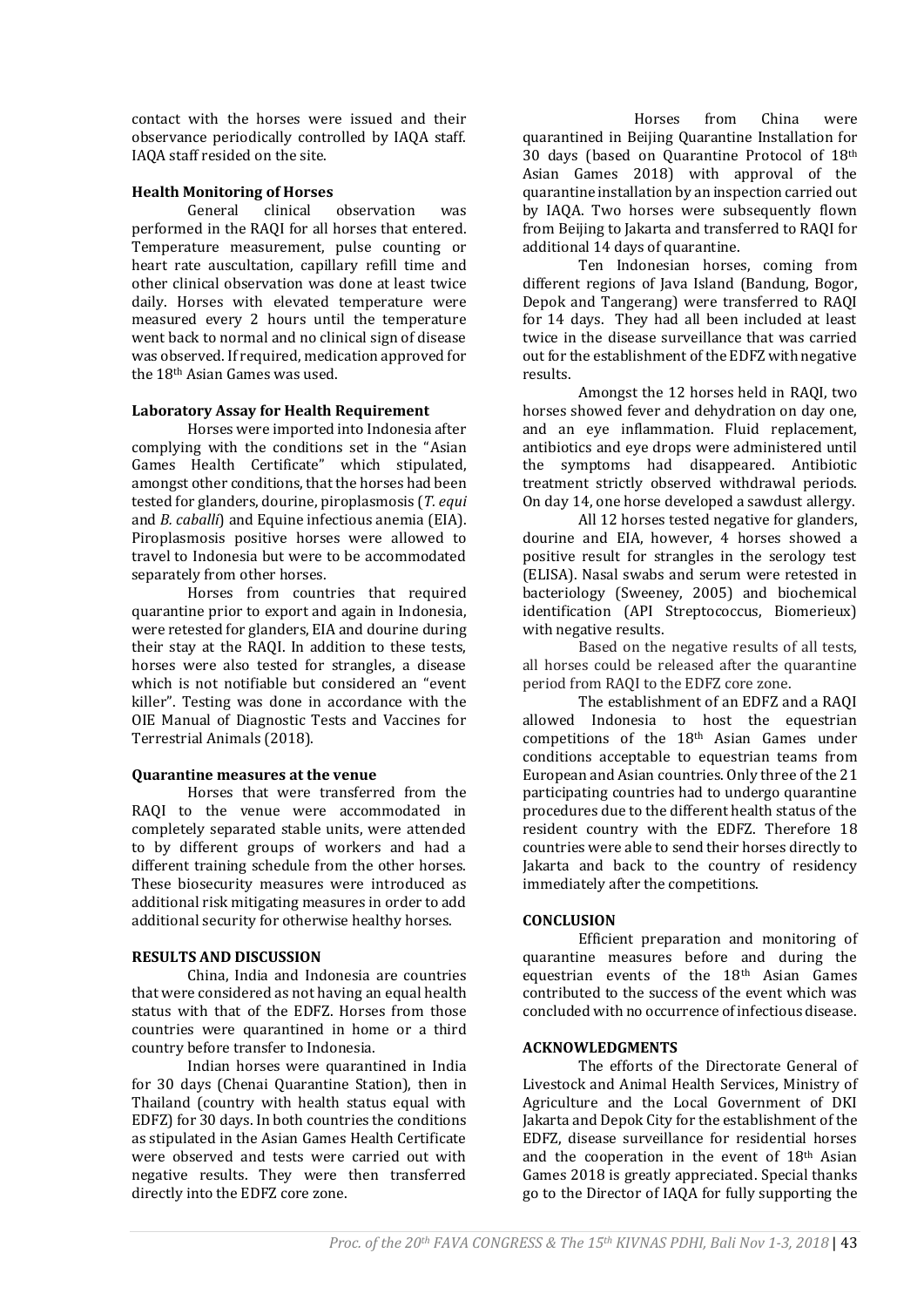contact with the horses were issued and their observance periodically controlled by IAQA staff. IAQA staff resided on the site.

**Health Monitoring of Horses**

General clinical observation was performed in the RAQI for all horses that entered. Temperature measurement, pulse counting or heart rate auscultation, capillary refill time and other clinical observation was done at least twice daily. Horses with elevated temperature were measured every 2 hours until the temperature went back to normal and no clinical sign of disease was observed. If required, medication approved for the 18th Asian Games was used.

**Laboratory Assay for Health Requirement**

Horses were imported into Indonesia after complying with the conditions set in the "Asian Games Health Certificate" which stipulated, amongst other conditions, that the horses had been tested for glanders, dourine, piroplasmosis (*T. equi* and *B. caballi*) and Equine infectious anemia (EIA). Piroplasmosis positive horses were allowed to travel to Indonesia but were to be accommodated separately from other horses.

Horses from countries that required quarantine prior to export and again in Indonesia, were retested for glanders, EIA and dourine during their stay at the RAQI. In addition to these tests, horses were also tested for strangles, a disease which is not notifiable but considered an "event killer". Testing was done in accordance with the OIE Manual of Diagnostic Tests and Vaccines for Terrestrial Animals (2018).

**Quarantine measures at the venue**

Horses that were transferred from the RAQI to the venue were accommodated in completely separated stable units, were attended to by different groups of workers and had a different training schedule from the other horses. These biosecurity measures were introduced as additional risk mitigating measures in order to add additional security for otherwise healthy horses.

**RESULTS AND DISCUSSION**

China, India and Indonesia are countries that were considered as not having an equal health status with that of the EDFZ. Horses from those countries were quarantined in home or a third country before transfer to Indonesia.

Indian horses were quarantined in India for 30 days (Chenai Quarantine Station), then in Thailand (country with health status equal with EDFZ) for 30 days. In both countries the conditions as stipulated in the Asian Games Health Certificate were observed and tests were carried out with negative results. They were then transferred directly into the EDFZ core zone.

Horses from China were quarantined in Beijing Quarantine Installation for 30 days (based on Quarantine Protocol of 18th Asian Games 2018) with approval of the quarantine installation by an inspection carried out by IAQA. Two horses were subsequently flown from Beijing to Jakarta and transferred to RAQI for additional 14 days of quarantine.

Ten Indonesian horses, coming from different regions of Java Island (Bandung, Bogor, Depok and Tangerang) were transferred to RAQI for 14 days. They had all been included at least twice in the disease surveillance that was carried out for the establishment of the EDFZ with negative results.

Amongst the 12 horses held in RAQI, two horses showed fever and dehydration on day one, and an eye inflammation. Fluid replacement, antibiotics and eye drops were administered until the symptoms had disappeared. Antibiotic treatment strictly observed withdrawal periods. On day 14, one horse developed a sawdust allergy.

All 12 horses tested negative for glanders, dourine and EIA, however, 4 horses showed a positive result for strangles in the serology test (ELISA). Nasal swabs and serum were retested in bacteriology (Sweeney, 2005) and biochemical identification (API Streptococcus, Biomerieux) with negative results.

Based on the negative results of all tests, all horses could be released after the quarantine period from RAQI to the EDFZ core zone.

The establishment of an EDFZ and a RAQI allowed Indonesia to host the equestrian competitions of the 18th Asian Games under conditions acceptable to equestrian teams from European and Asian countries. Only three of the 21 participating countries had to undergo quarantine procedures due to the different health status of the resident country with the EDFZ. Therefore 18 countries were able to send their horses directly to Jakarta and back to the country of residency immediately after the competitions.

**CONCLUSION**

Efficient preparation and monitoring of quarantine measures before and during the equestrian events of the 18th Asian Games contributed to the success of the event which was concluded with no occurrence of infectious disease.

**ACKNOWLEDGMENTS**

The efforts of the Directorate General of Livestock and Animal Health Services, Ministry of Agriculture and the Local Government of DKI Jakarta and Depok City for the establishment of the EDFZ, disease surveillance for residential horses and the cooperation in the event of 18th Asian Games 2018 is greatly appreciated. Special thanks go to the Director of IAQA for fully supporting the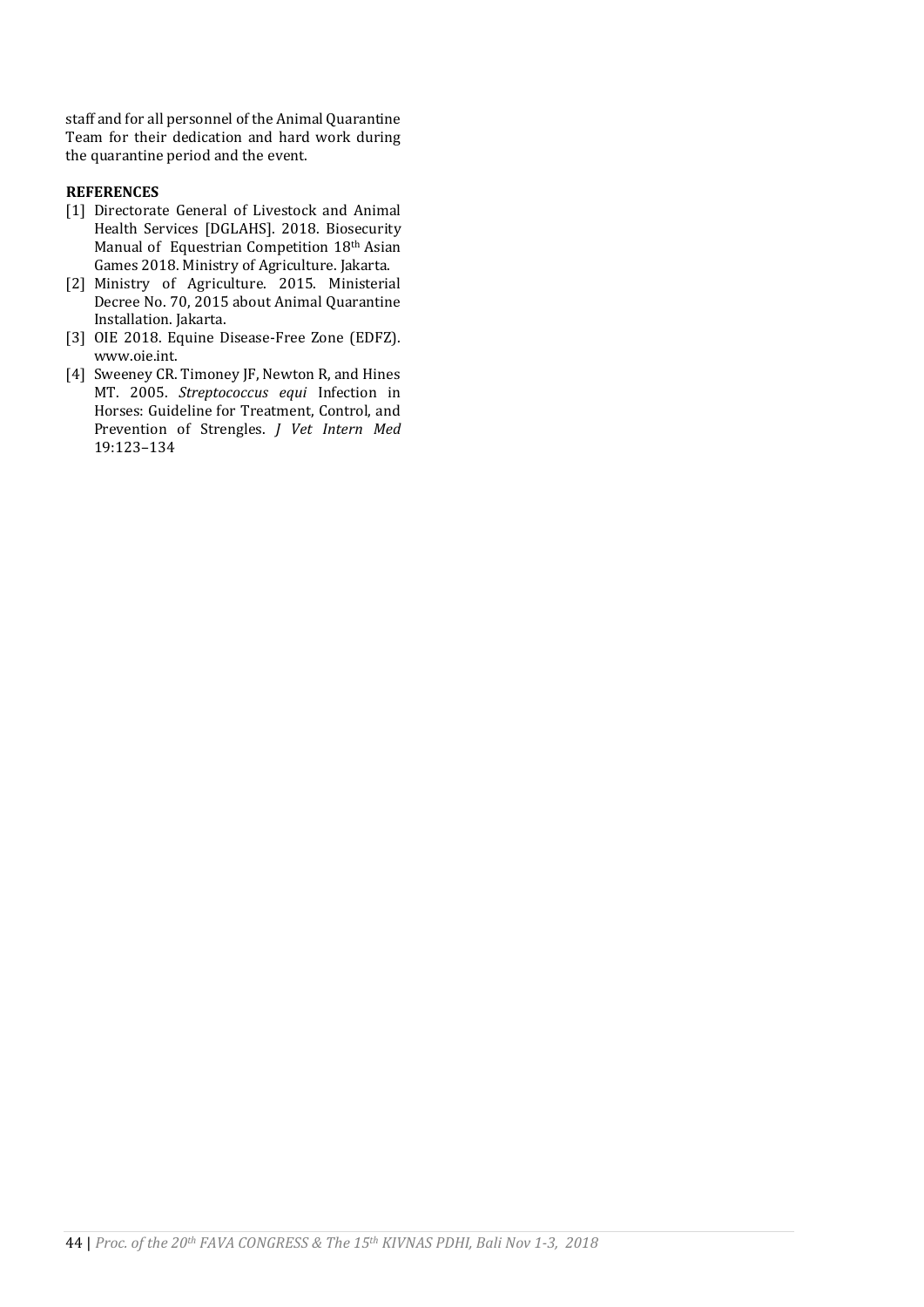staff and for all personnel of the Animal Quarantine Team for their dedication and hard work during the quarantine period and the event.

**REFERENCES**

[1] Directorate General of Livestock and Animal Health Services [DGLAHS]. 2018. Biosecurity Manual of Equestrian Competition 18th Asian Games 2018. Ministry of Agriculture. Jakarta.

[2] Ministry of Agriculture. 2015. Ministerial Decree No. 70, 2015 about Animal Quarantine Installation. Jakarta.

[3] OIE 2018. Equine Disease-Free Zone (EDFZ). www.oie.int.

[4] Sweeney CR. Timoney JF, Newton R, and Hines MT. 2005. *Streptococcus equi* Infection in Horses: Guideline for Treatment, Control, and Prevention of Strengles. *J Vet Intern Med* 19:123–134